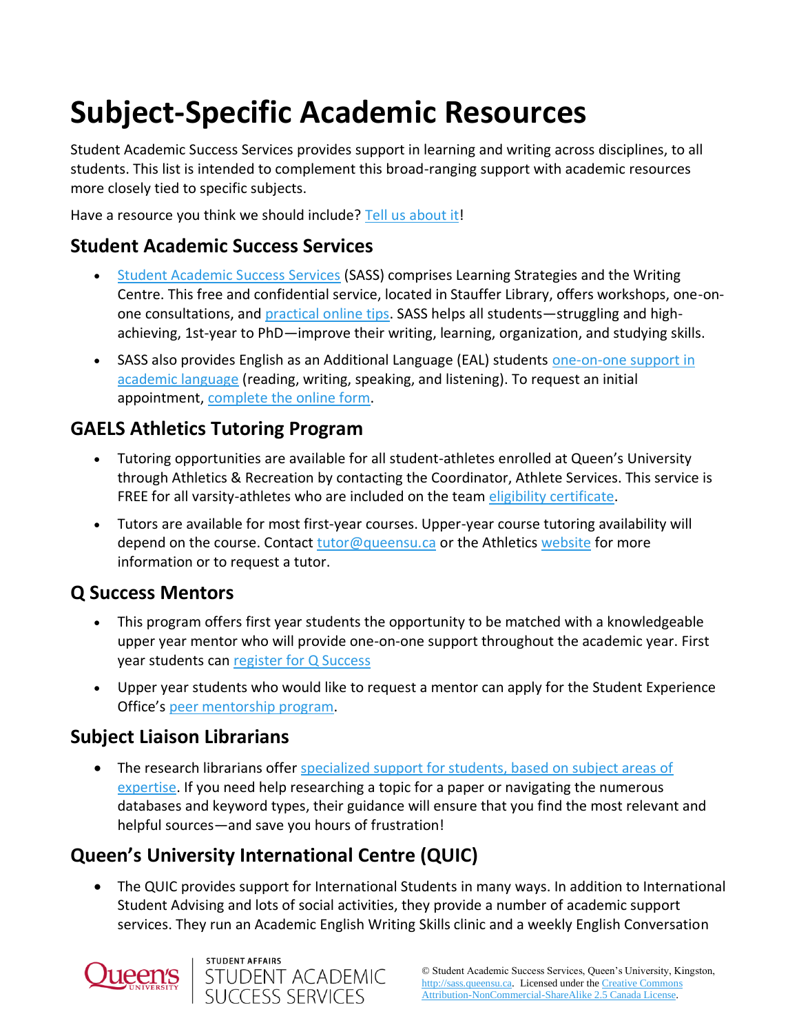# Subject-Specific Academic Resources

Student Academic Success Services provides support in learning and writing across disciplines, to all students. This list is intended to complement this broad-ranging support with academic resources more closely tied to specific subjects.

Have a resource you think we should include? Tell us about it!

## Student Academic Success Services

- Student Academic Success Services (SASS) comprises Learning Strategies and the Writing Centre. This free and confidential service, located in Stauffer Library, offers workshops, one-on-one consultations, and practical online tips. SASS helps all students—struggling and high-achieving, 1st-year to PhD—improve their writing, learning, organization, and studying skills.
- SASS also provides English as an Additional Language (EAL) students one-on-one support in academic language (reading, writing, speaking, and listening). To request an initial appointment, complete the online form.

## GAELS Athletics Tutoring Program

- Tutoring opportunities are available for all student-athletes enrolled at Queen's University through Athletics & Recreation by contacting the Coordinator, Athlete Services. This service is FREE for all varsity-athletes who are included on the team eligibility certificate.
- Tutors are available for most first-year courses. Upper-year course tutoring availability will depend on the course. Contact tutor@queensu.ca or the Athletics website for more information or to request a tutor.

## Q Success Mentors

- This program offers first year students the opportunity to be matched with a knowledgeable upper year mentor who will provide one-on-one support throughout the academic year. First year students can register for Q Success
- Upper year students who would like to request a mentor can apply for the Student Experience Office's peer mentorship program.

## Subject Liaison Librarians

- The research librarians offer specialized support for students, based on subject areas of expertise. If you need help researching a topic for a paper or navigating the numerous databases and keyword types, their guidance will ensure that you find the most relevant and helpful sources—and save you hours of frustration!

## Queen's University International Centre (QUIC)

- The QUIC provides support for International Students in many ways. In addition to International Student Advising and lots of social activities, they provide a number of academic support services. They run an Academic English Writing Skills clinic and a weekly English Conversation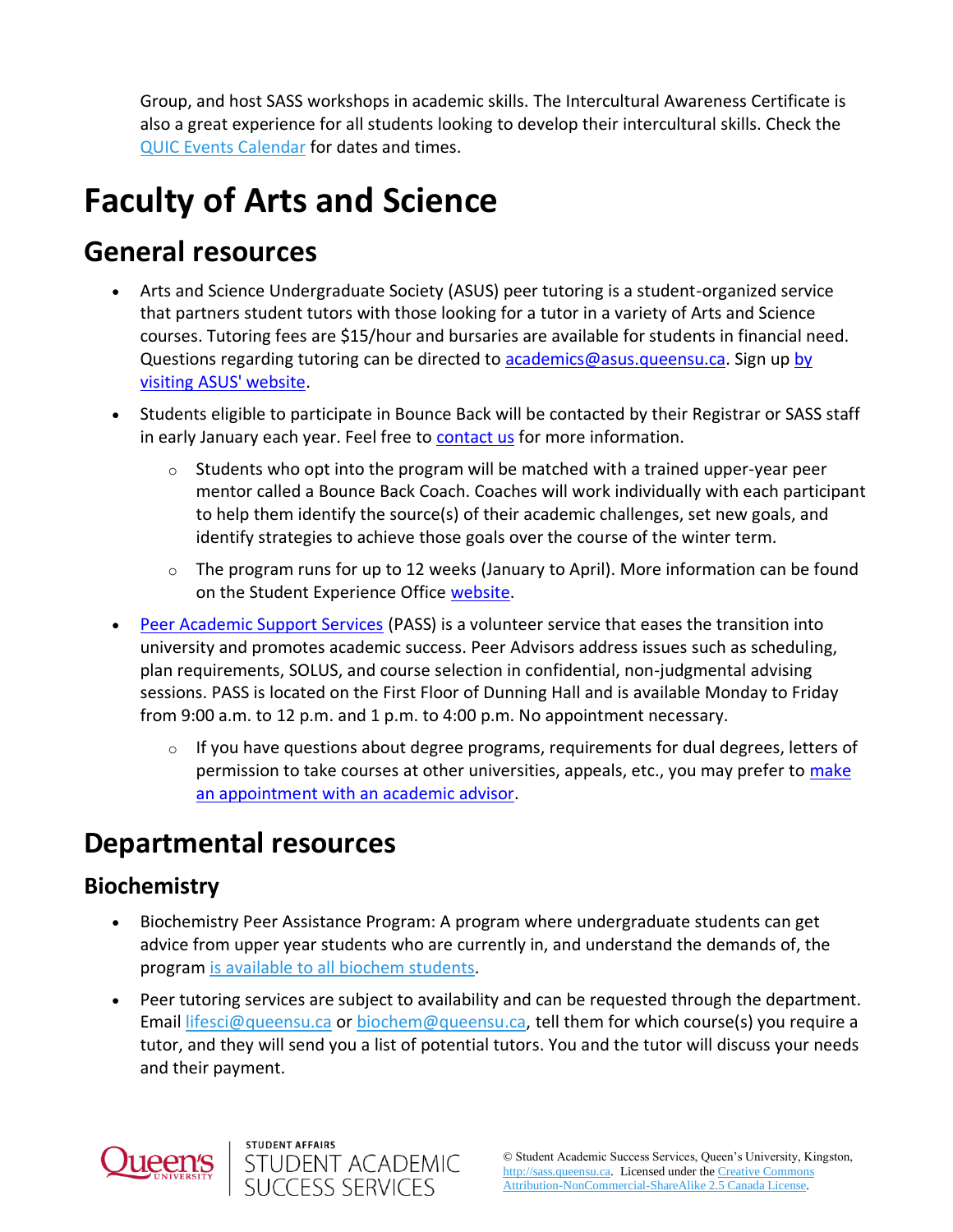Group, and host SASS workshops in academic skills. The Intercultural Awareness Certificate is also a great experience for all students looking to develop their intercultural skills. Check the QUIC Events Calendar for dates and times.

# Faculty of Arts and Science

## General resources

- Arts and Science Undergraduate Society (ASUS) peer tutoring is a student-organized service that partners student tutors with those looking for a tutor in a variety of Arts and Science courses. Tutoring fees are $15/hour and bursaries are available for students in financial need. Questions regarding tutoring can be directed to academics@asus.queensu.ca. Sign up by visiting ASUS' website.
- Students eligible to participate in Bounce Back will be contacted by their Registrar or SASS staff in early January each year. Feel free to contact us for more information.
  - Students who opt into the program will be matched with a trained upper-year peer mentor called a Bounce Back Coach. Coaches will work individually with each participant to help them identify the source(s) of their academic challenges, set new goals, and identify strategies to achieve those goals over the course of the winter term.
  - The program runs for up to 12 weeks (January to April). More information can be found on the Student Experience Office website.
- Peer Academic Support Services (PASS) is a volunteer service that eases the transition into university and promotes academic success. Peer Advisors address issues such as scheduling, plan requirements, SOLUS, and course selection in confidential, non-judgmental advising sessions. PASS is located on the First Floor of Dunning Hall and is available Monday to Friday from 9:00 a.m. to 12 p.m. and 1 p.m. to 4:00 p.m. No appointment necessary.
  - If you have questions about degree programs, requirements for dual degrees, letters of permission to take courses at other universities, appeals, etc., you may prefer to make an appointment with an academic advisor.

## Departmental resources

### Biochemistry

- Biochemistry Peer Assistance Program: A program where undergraduate students can get advice from upper year students who are currently in, and understand the demands of, the program is available to all biochem students.
- Peer tutoring services are subject to availability and can be requested through the department. Email lifesci@queensu.ca or biochem@queensu.ca, tell them for which course(s) you require a tutor, and they will send you a list of potential tutors. You and the tutor will discuss your needs and their payment.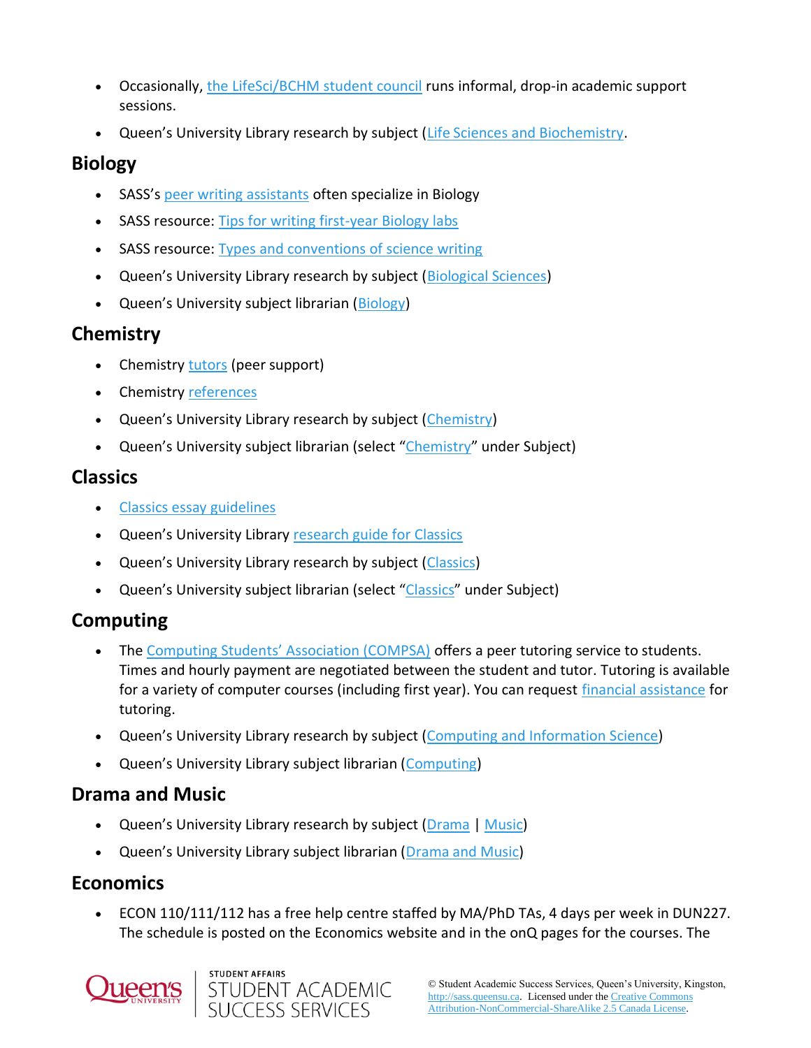- Occasionally, the LifeSci/BCHM student council runs informal, drop-in academic support sessions.
- Queen's University Library research by subject (Life Sciences and Biochemistry.

## Biology

- SASS's peer writing assistants often specialize in Biology
- SASS resource: Tips for writing first-year Biology labs
- SASS resource: Types and conventions of science writing
- Queen's University Library research by subject (Biological Sciences)
- Queen's University subject librarian (Biology)

## Chemistry

- Chemistry tutors (peer support)
- Chemistry references
- Queen's University Library research by subject (Chemistry)
- Queen's University subject librarian (select "Chemistry" under Subject)

## Classics

- Classics essay guidelines
- Queen's University Library research guide for Classics
- Queen's University Library research by subject (Classics)
- Queen's University subject librarian (select "Classics" under Subject)

## Computing

- The Computing Students' Association (COMPSA) offers a peer tutoring service to students. Times and hourly payment are negotiated between the student and tutor. Tutoring is available for a variety of computer courses (including first year). You can request financial assistance for tutoring.
- Queen's University Library research by subject (Computing and Information Science)
- Queen's University Library subject librarian (Computing)

## Drama and Music

- Queen's University Library research by subject (Drama | Music)
- Queen's University Library subject librarian (Drama and Music)

## Economics

- ECON 110/111/112 has a free help centre staffed by MA/PhD TAs, 4 days per week in DUN227. The schedule is posted on the Economics website and in the onQ pages for the courses. The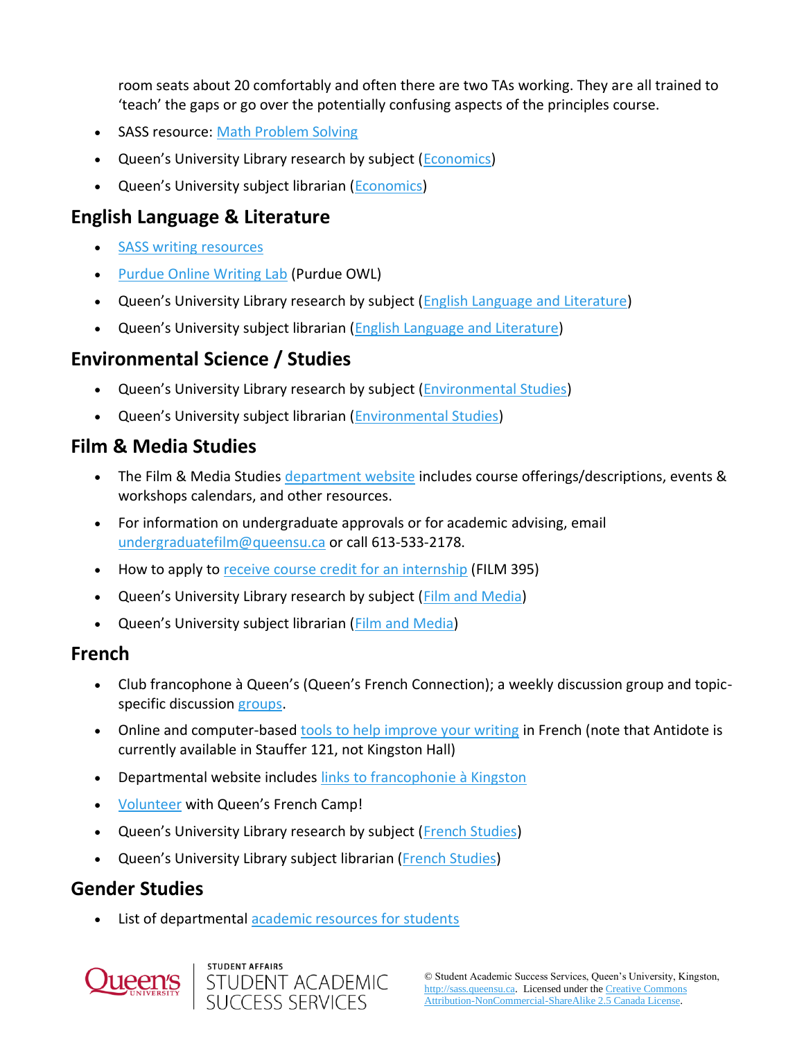room seats about 20 comfortably and often there are two TAs working. They are all trained to 'teach' the gaps or go over the potentially confusing aspects of the principles course.

- SASS resource: Math Problem Solving
- Queen's University Library research by subject (Economics)
- Queen's University subject librarian (Economics)

## English Language & Literature

- SASS writing resources
- Purdue Online Writing Lab (Purdue OWL)
- Queen's University Library research by subject (English Language and Literature)
- Queen's University subject librarian (English Language and Literature)

## Environmental Science / Studies

- Queen's University Library research by subject (Environmental Studies)
- Queen's University subject librarian (Environmental Studies)

## Film & Media Studies

- The Film & Media Studies department website includes course offerings/descriptions, events & workshops calendars, and other resources.
- For information on undergraduate approvals or for academic advising, email undergraduatefilm@queensu.ca or call 613-533-2178.
- How to apply to receive course credit for an internship (FILM 395)
- Queen's University Library research by subject (Film and Media)
- Queen's University subject librarian (Film and Media)

## French

- Club francophone à Queen's (Queen's French Connection); a weekly discussion group and topic-specific discussion groups.
- Online and computer-based tools to help improve your writing in French (note that Antidote is currently available in Stauffer 121, not Kingston Hall)
- Departmental website includes links to francophonie à Kingston
- Volunteer with Queen's French Camp!
- Queen's University Library research by subject (French Studies)
- Queen's University Library subject librarian (French Studies)

## Gender Studies

- List of departmental academic resources for students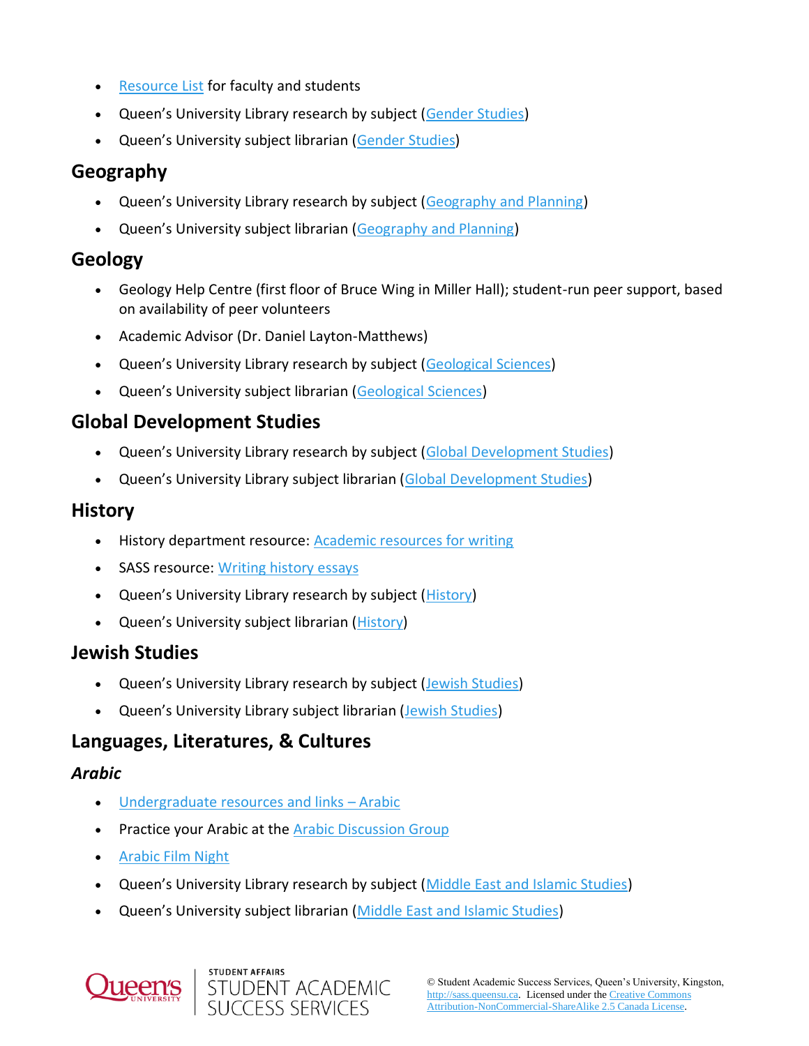- Resource List for faculty and students
- Queen's University Library research by subject (Gender Studies)
- Queen's University subject librarian (Gender Studies)

## Geography

- Queen's University Library research by subject (Geography and Planning)
- Queen's University subject librarian (Geography and Planning)

## Geology

- Geology Help Centre (first floor of Bruce Wing in Miller Hall); student-run peer support, based on availability of peer volunteers
- Academic Advisor (Dr. Daniel Layton-Matthews)
- Queen's University Library research by subject (Geological Sciences)
- Queen's University subject librarian (Geological Sciences)

## Global Development Studies

- Queen's University Library research by subject (Global Development Studies)
- Queen's University Library subject librarian (Global Development Studies)

## History

- History department resource: Academic resources for writing
- SASS resource: Writing history essays
- Queen's University Library research by subject (History)
- Queen's University subject librarian (History)

## Jewish Studies

- Queen's University Library research by subject (Jewish Studies)
- Queen's University Library subject librarian (Jewish Studies)

## Languages, Literatures, & Cultures

### *Arabic*

- Undergraduate resources and links – Arabic
- Practice your Arabic at the Arabic Discussion Group
- Arabic Film Night
- Queen's University Library research by subject (Middle East and Islamic Studies)
- Queen's University subject librarian (Middle East and Islamic Studies)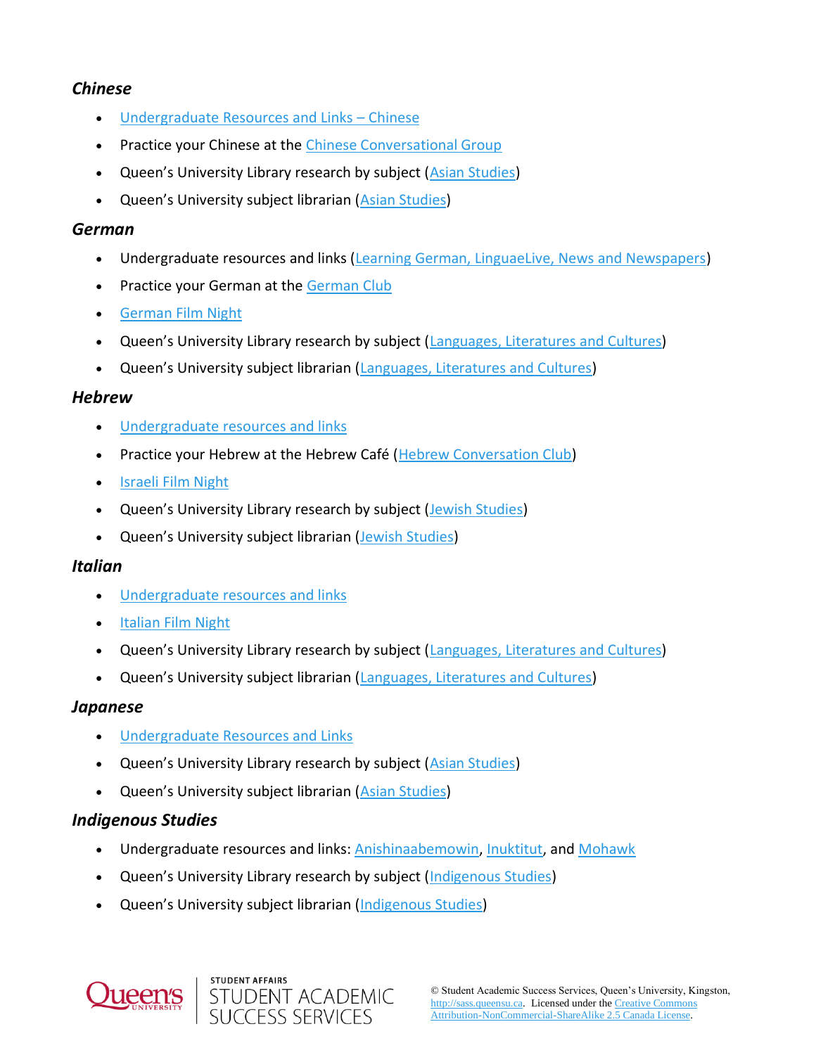### *Chinese*

- Undergraduate Resources and Links – Chinese
- Practice your Chinese at the Chinese Conversational Group
- Queen's University Library research by subject (Asian Studies)
- Queen's University subject librarian (Asian Studies)

### *German*

- Undergraduate resources and links (Learning German, LinguaeLive, News and Newspapers)
- Practice your German at the German Club
- German Film Night
- Queen's University Library research by subject (Languages, Literatures and Cultures)
- Queen's University subject librarian (Languages, Literatures and Cultures)

### *Hebrew*

- Undergraduate resources and links
- Practice your Hebrew at the Hebrew Café (Hebrew Conversation Club)
- Israeli Film Night
- Queen's University Library research by subject (Jewish Studies)
- Queen's University subject librarian (Jewish Studies)

### *Italian*

- Undergraduate resources and links
- Italian Film Night
- Queen's University Library research by subject (Languages, Literatures and Cultures)
- Queen's University subject librarian (Languages, Literatures and Cultures)

### *Japanese*

- Undergraduate Resources and Links
- Queen's University Library research by subject (Asian Studies)
- Queen's University subject librarian (Asian Studies)

### *Indigenous Studies*

- Undergraduate resources and links: Anishinaabemowin, Inuktitut, and Mohawk
- Queen's University Library research by subject (Indigenous Studies)
- Queen's University subject librarian (Indigenous Studies)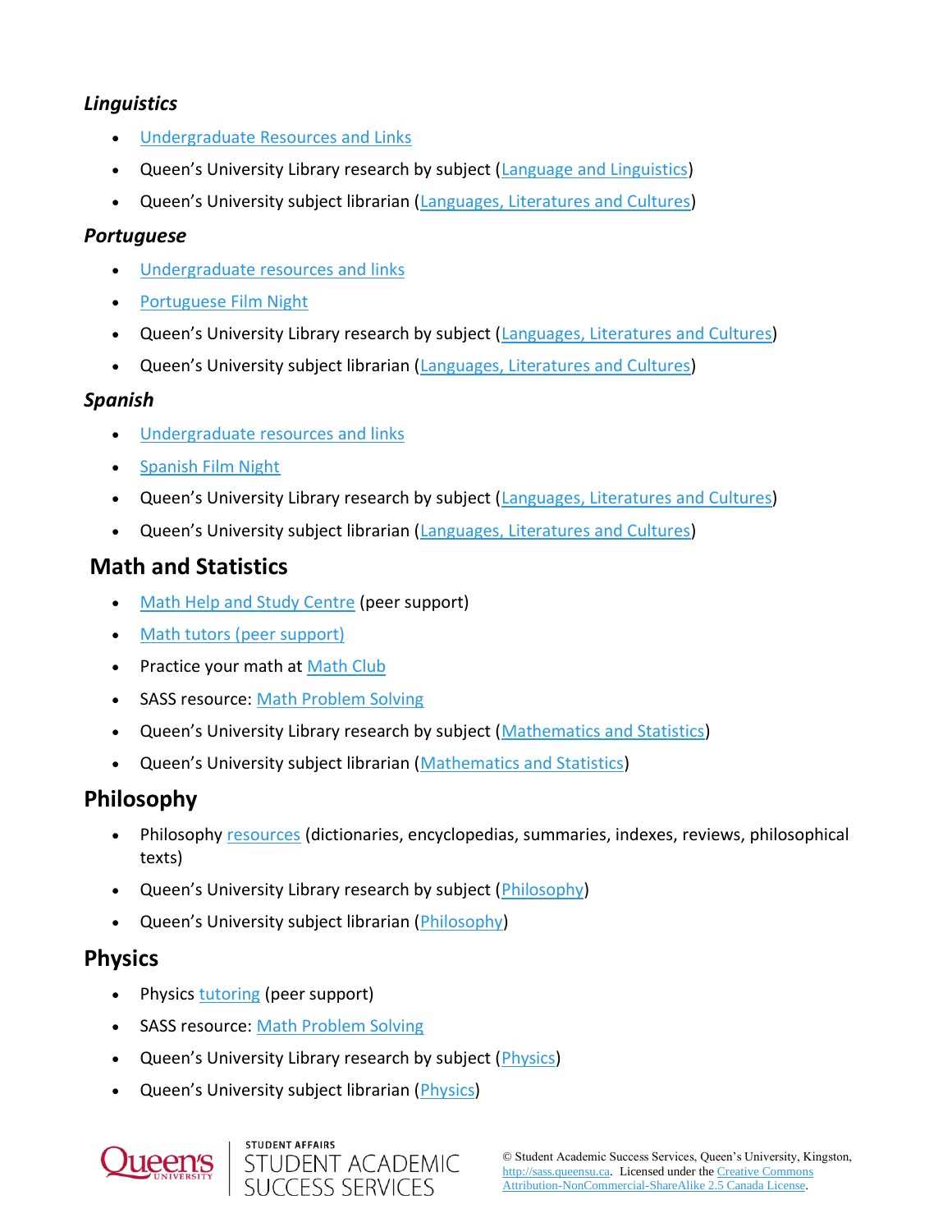### *Linguistics*

- Undergraduate Resources and Links
- Queen's University Library research by subject (Language and Linguistics)
- Queen's University subject librarian (Languages, Literatures and Cultures)

### *Portuguese*

- Undergraduate resources and links
- Portuguese Film Night
- Queen's University Library research by subject (Languages, Literatures and Cultures)
- Queen's University subject librarian (Languages, Literatures and Cultures)

### *Spanish*

- Undergraduate resources and links
- Spanish Film Night
- Queen's University Library research by subject (Languages, Literatures and Cultures)
- Queen's University subject librarian (Languages, Literatures and Cultures)

## Math and Statistics

- Math Help and Study Centre (peer support)
- Math tutors (peer support)
- Practice your math at Math Club
- SASS resource: Math Problem Solving
- Queen's University Library research by subject (Mathematics and Statistics)
- Queen's University subject librarian (Mathematics and Statistics)

## Philosophy

- Philosophy resources (dictionaries, encyclopedias, summaries, indexes, reviews, philosophical texts)
- Queen's University Library research by subject (Philosophy)
- Queen's University subject librarian (Philosophy)

## Physics

- Physics tutoring (peer support)
- SASS resource: Math Problem Solving
- Queen's University Library research by subject (Physics)
- Queen's University subject librarian (Physics)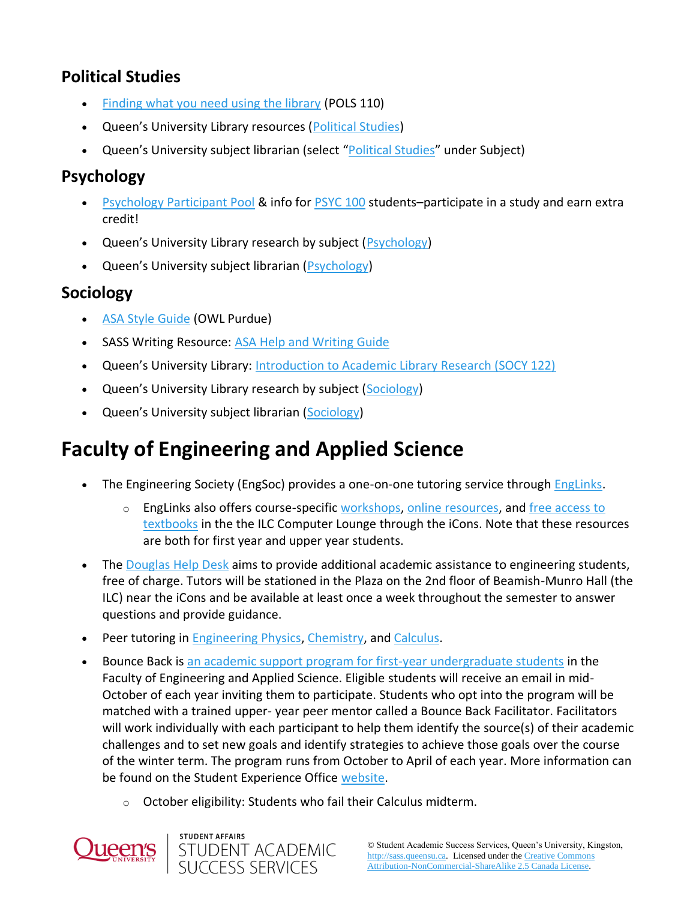### Political Studies

- Finding what you need using the library (POLS 110)
- Queen's University Library resources (Political Studies)
- Queen's University subject librarian (select "Political Studies" under Subject)

### Psychology

- Psychology Participant Pool & info for PSYC 100 students–participate in a study and earn extra credit!
- Queen's University Library research by subject (Psychology)
- Queen's University subject librarian (Psychology)

### Sociology

- ASA Style Guide (OWL Purdue)
- SASS Writing Resource: ASA Help and Writing Guide
- Queen's University Library: Introduction to Academic Library Research (SOCY 122)
- Queen's University Library research by subject (Sociology)
- Queen's University subject librarian (Sociology)

## Faculty of Engineering and Applied Science

- The Engineering Society (EngSoc) provides a one-on-one tutoring service through EngLinks.
    - EngLinks also offers course-specific workshops, online resources, and free access to textbooks in the the ILC Computer Lounge through the iCons. Note that these resources are both for first year and upper year students.
- The Douglas Help Desk aims to provide additional academic assistance to engineering students, free of charge. Tutors will be stationed in the Plaza on the 2nd floor of Beamish-Munro Hall (the ILC) near the iCons and be available at least once a week throughout the semester to answer questions and provide guidance.
- Peer tutoring in Engineering Physics, Chemistry, and Calculus.
- Bounce Back is an academic support program for first-year undergraduate students in the Faculty of Engineering and Applied Science. Eligible students will receive an email in mid-October of each year inviting them to participate. Students who opt into the program will be matched with a trained upper- year peer mentor called a Bounce Back Facilitator. Facilitators will work individually with each participant to help them identify the source(s) of their academic challenges and to set new goals and identify strategies to achieve those goals over the course of the winter term. The program runs from October to April of each year. More information can be found on the Student Experience Office website.
    - October eligibility: Students who fail their Calculus midterm.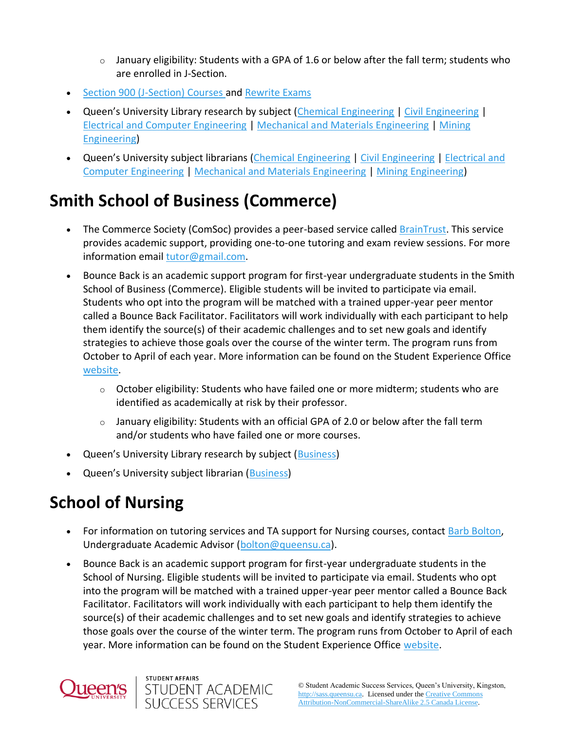- January eligibility: Students with a GPA of 1.6 or below after the fall term; students who are enrolled in J-Section.
- Section 900 (J-Section) Courses and Rewrite Exams
- Queen's University Library research by subject (Chemical Engineering | Civil Engineering | Electrical and Computer Engineering | Mechanical and Materials Engineering | Mining Engineering)
- Queen's University subject librarians (Chemical Engineering | Civil Engineering | Electrical and Computer Engineering | Mechanical and Materials Engineering | Mining Engineering)

## Smith School of Business (Commerce)

- The Commerce Society (ComSoc) provides a peer-based service called BrainTrust. This service provides academic support, providing one-to-one tutoring and exam review sessions. For more information email tutor@gmail.com.
- Bounce Back is an academic support program for first-year undergraduate students in the Smith School of Business (Commerce). Eligible students will be invited to participate via email. Students who opt into the program will be matched with a trained upper-year peer mentor called a Bounce Back Facilitator. Facilitators will work individually with each participant to help them identify the source(s) of their academic challenges and to set new goals and identify strategies to achieve those goals over the course of the winter term. The program runs from October to April of each year. More information can be found on the Student Experience Office website.
    - October eligibility: Students who have failed one or more midterm; students who are identified as academically at risk by their professor.
    - January eligibility: Students with an official GPA of 2.0 or below after the fall term and/or students who have failed one or more courses.
- Queen's University Library research by subject (Business)
- Queen's University subject librarian (Business)

## School of Nursing

- For information on tutoring services and TA support for Nursing courses, contact Barb Bolton, Undergraduate Academic Advisor (bolton@queensu.ca).
- Bounce Back is an academic support program for first-year undergraduate students in the School of Nursing. Eligible students will be invited to participate via email. Students who opt into the program will be matched with a trained upper-year peer mentor called a Bounce Back Facilitator. Facilitators will work individually with each participant to help them identify the source(s) of their academic challenges and to set new goals and identify strategies to achieve those goals over the course of the winter term. The program runs from October to April of each year. More information can be found on the Student Experience Office website.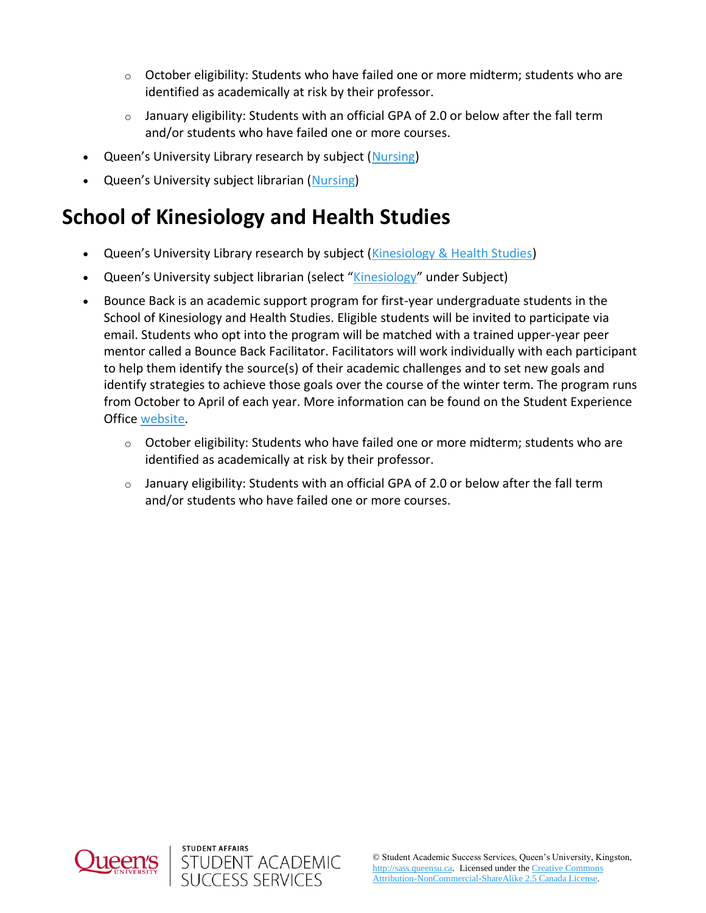- October eligibility: Students who have failed one or more midterm; students who are identified as academically at risk by their professor.
    - January eligibility: Students with an official GPA of 2.0 or below after the fall term and/or students who have failed one or more courses.
- Queen's University Library research by subject (Nursing)
- Queen's University subject librarian (Nursing)

## School of Kinesiology and Health Studies

- Queen's University Library research by subject (Kinesiology & Health Studies)
- Queen's University subject librarian (select "Kinesiology" under Subject)
- Bounce Back is an academic support program for first-year undergraduate students in the School of Kinesiology and Health Studies. Eligible students will be invited to participate via email. Students who opt into the program will be matched with a trained upper-year peer mentor called a Bounce Back Facilitator. Facilitators will work individually with each participant to help them identify the source(s) of their academic challenges and to set new goals and identify strategies to achieve those goals over the course of the winter term. The program runs from October to April of each year. More information can be found on the Student Experience Office website.
    - October eligibility: Students who have failed one or more midterm; students who are identified as academically at risk by their professor.
    - January eligibility: Students with an official GPA of 2.0 or below after the fall term and/or students who have failed one or more courses.

© Student Academic Success Services, Queen's University, Kingston, http://sass.queensu.ca. Licensed under the Creative Commons Attribution-NonCommercial-ShareAlike 2.5 Canada License.